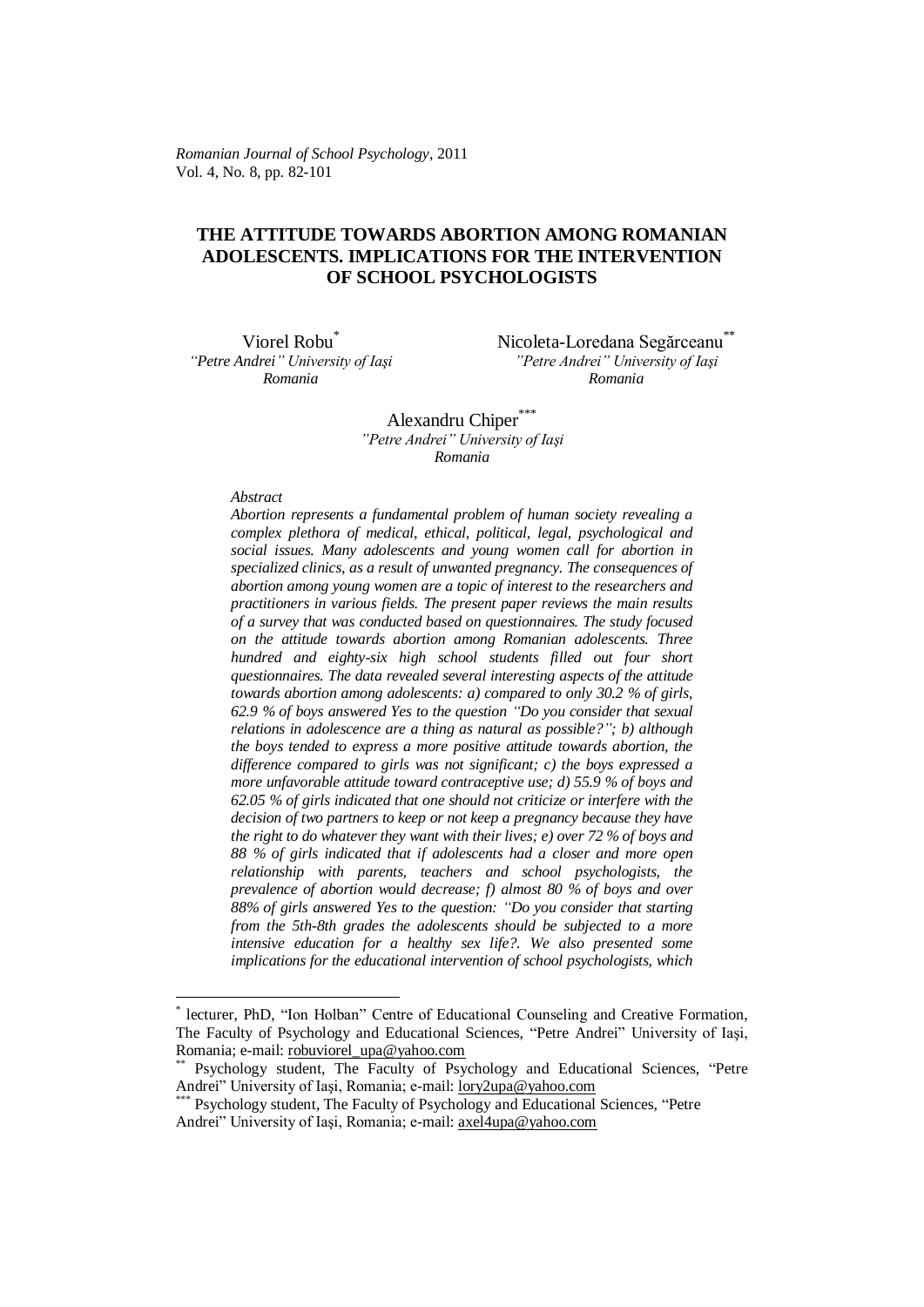*Romanian Journal of School Psychology*, 2011
Vol. 4, No. 8, pp. 82-101

# THE ATTITUDE TOWARDS ABORTION AMONG ROMANIAN ADOLESCENTS. IMPLICATIONS FOR THE INTERVENTION OF SCHOOL PSYCHOLOGISTS

Viorel Robu[*]
*"Petre Andrei" University of Iași*
*Romania*

Nicoleta-Loredana Segărceanu[**]
*"Petre Andrei" University of Iași*
*Romania*

Alexandru Chiper[***]
*"Petre Andrei" University of Iași*
*Romania*

*Abstract*

*Abortion represents a fundamental problem of human society revealing a complex plethora of medical, ethical, political, legal, psychological and social issues. Many adolescents and young women call for abortion in specialized clinics, as a result of unwanted pregnancy. The consequences of abortion among young women are a topic of interest to the researchers and practitioners in various fields. The present paper reviews the main results of a survey that was conducted based on questionnaires. The study focused on the attitude towards abortion among Romanian adolescents. Three hundred and eighty-six high school students filled out four short questionnaires. The data revealed several interesting aspects of the attitude towards abortion among adolescents: a) compared to only 30.2 % of girls, 62.9 % of boys answered Yes to the question "Do you consider that sexual relations in adolescence are a thing as natural as possible?"; b) although the boys tended to express a more positive attitude towards abortion, the difference compared to girls was not significant; c) the boys expressed a more unfavorable attitude toward contraceptive use; d) 55.9 % of boys and 62.05 % of girls indicated that one should not criticize or interfere with the decision of two partners to keep or not keep a pregnancy because they have the right to do whatever they want with their lives; e) over 72 % of boys and 88 % of girls indicated that if adolescents had a closer and more open relationship with parents, teachers and school psychologists, the prevalence of abortion would decrease; f) almost 80 % of boys and over 88% of girls answered Yes to the question: "Do you consider that starting from the 5th-8th grades the adolescents should be subjected to a more intensive education for a healthy sex life?. We also presented some implications for the educational intervention of school psychologists, which*

---

[*] lecturer, PhD, "Ion Holban" Centre of Educational Counseling and Creative Formation, The Faculty of Psychology and Educational Sciences, "Petre Andrei" University of Iași, Romania; e-mail: robuviorel_upa@yahoo.com

[**] Psychology student, The Faculty of Psychology and Educational Sciences, "Petre Andrei" University of Iași, Romania; e-mail: lory2upa@yahoo.com

[***] Psychology student, The Faculty of Psychology and Educational Sciences, "Petre Andrei" University of Iași, Romania; e-mail: axel4upa@yahoo.com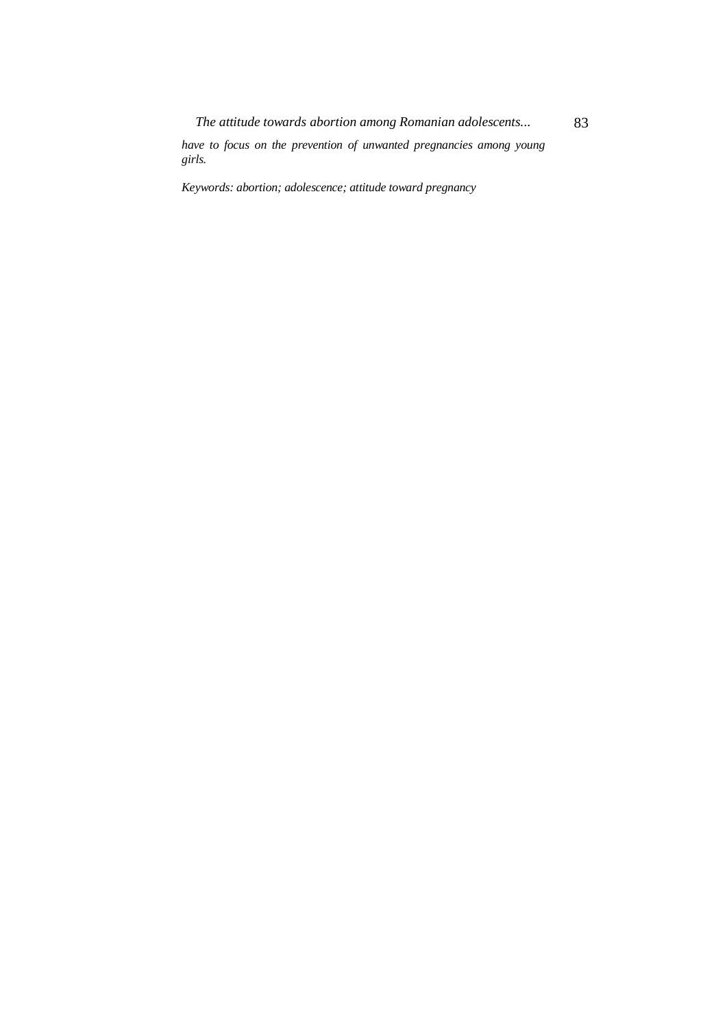*have to focus on the prevention of unwanted pregnancies among young girls.*

*Keywords: abortion; adolescence; attitude toward pregnancy*